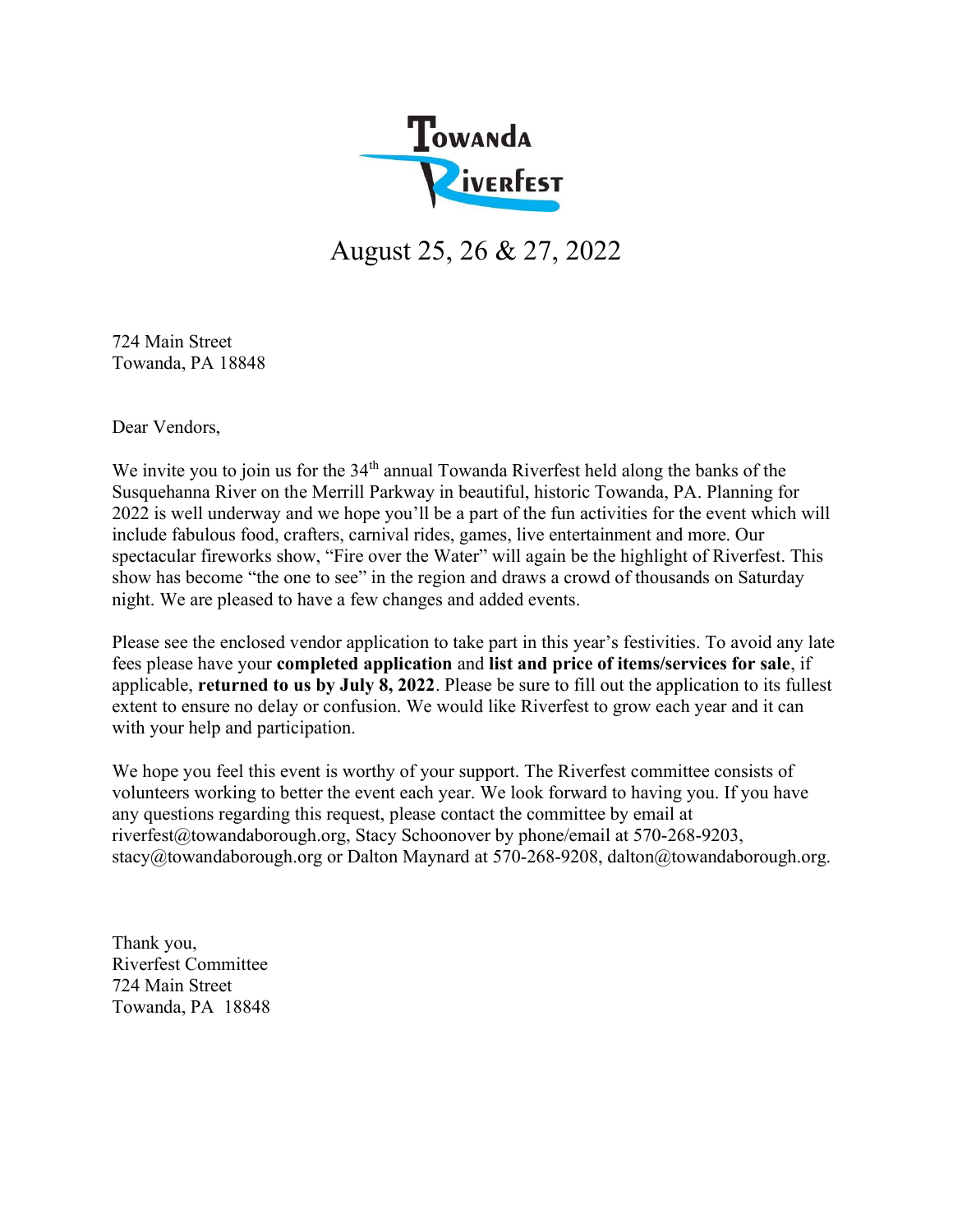# Towanda Riverfest

## August 25, 26 & 27, 2022

724 Main Street
Towanda, PA 18848

Dear Vendors,

We invite you to join us for the 34th annual Towanda Riverfest held along the banks of the Susquehanna River on the Merrill Parkway in beautiful, historic Towanda, PA. Planning for 2022 is well underway and we hope you'll be a part of the fun activities for the event which will include fabulous food, crafters, carnival rides, games, live entertainment and more. Our spectacular fireworks show, "Fire over the Water" will again be the highlight of Riverfest. This show has become "the one to see" in the region and draws a crowd of thousands on Saturday night. We are pleased to have a few changes and added events.

Please see the enclosed vendor application to take part in this year's festivities. To avoid any late fees please have your **completed application** and **list and price of items/services for sale**, if applicable, **returned to us by July 8, 2022**. Please be sure to fill out the application to its fullest extent to ensure no delay or confusion. We would like Riverfest to grow each year and it can with your help and participation.

We hope you feel this event is worthy of your support. The Riverfest committee consists of volunteers working to better the event each year. We look forward to having you. If you have any questions regarding this request, please contact the committee by email at riverfest@towandaborough.org, Stacy Schoonover by phone/email at 570-268-9203, stacy@towandaborough.org or Dalton Maynard at 570-268-9208, dalton@towandaborough.org.

Thank you,
Riverfest Committee
724 Main Street
Towanda, PA 18848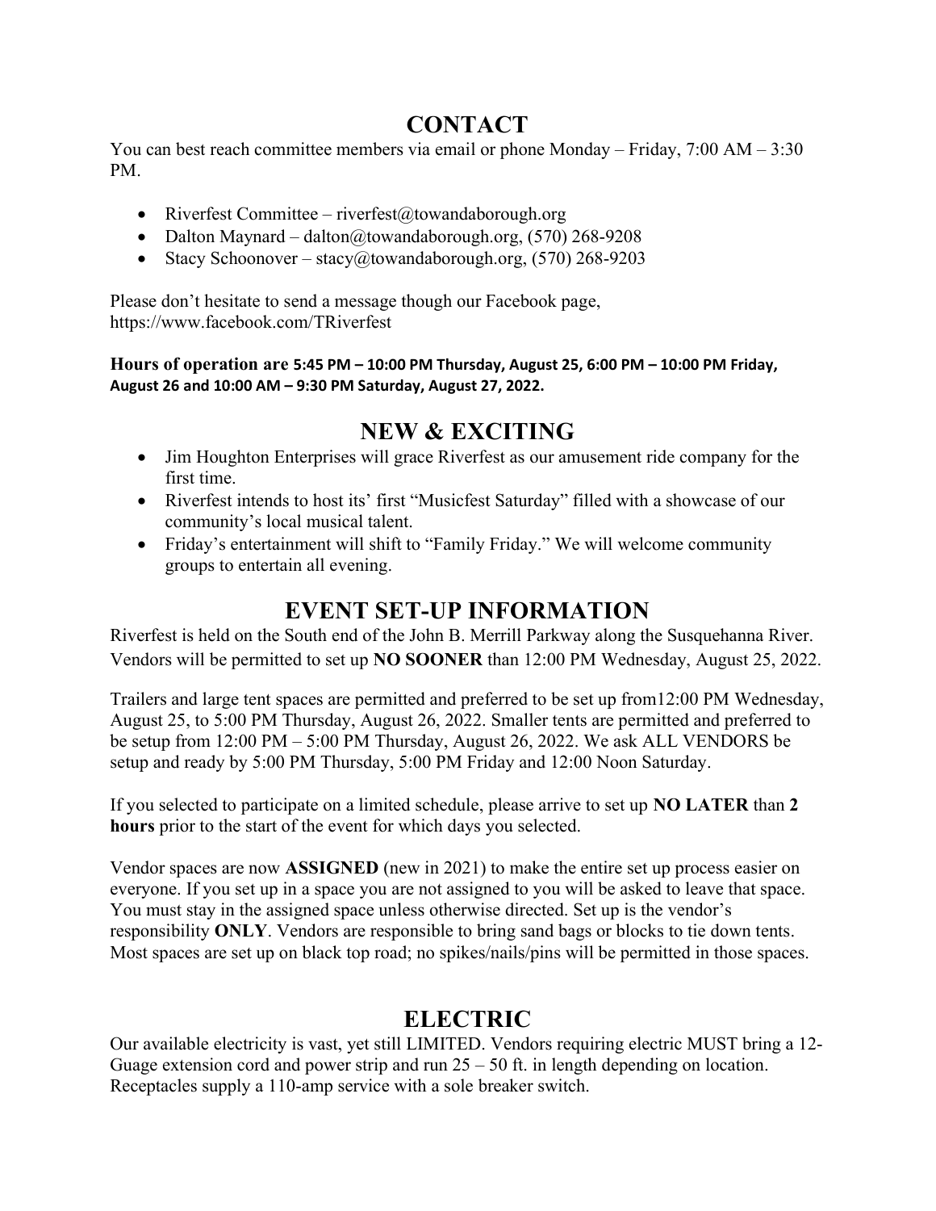## CONTACT

You can best reach committee members via email or phone Monday – Friday, 7:00 AM – 3:30 PM.

- Riverfest Committee – riverfest@towandaborough.org
- Dalton Maynard – dalton@towandaborough.org, (570) 268-9208
- Stacy Schoonover – stacy@towandaborough.org, (570) 268-9203

Please don't hesitate to send a message though our Facebook page, https://www.facebook.com/TRiverfest

**Hours of operation are 5:45 PM – 10:00 PM Thursday, August 25, 6:00 PM – 10:00 PM Friday, August 26 and 10:00 AM – 9:30 PM Saturday, August 27, 2022.**

## NEW & EXCITING

- Jim Houghton Enterprises will grace Riverfest as our amusement ride company for the first time.
- Riverfest intends to host its' first "Musicfest Saturday" filled with a showcase of our community's local musical talent.
- Friday's entertainment will shift to "Family Friday." We will welcome community groups to entertain all evening.

## EVENT SET-UP INFORMATION

Riverfest is held on the South end of the John B. Merrill Parkway along the Susquehanna River. Vendors will be permitted to set up **NO SOONER** than 12:00 PM Wednesday, August 25, 2022.

Trailers and large tent spaces are permitted and preferred to be set up from12:00 PM Wednesday, August 25, to 5:00 PM Thursday, August 26, 2022. Smaller tents are permitted and preferred to be setup from 12:00 PM – 5:00 PM Thursday, August 26, 2022. We ask ALL VENDORS be setup and ready by 5:00 PM Thursday, 5:00 PM Friday and 12:00 Noon Saturday.

If you selected to participate on a limited schedule, please arrive to set up **NO LATER** than **2 hours** prior to the start of the event for which days you selected.

Vendor spaces are now **ASSIGNED** (new in 2021) to make the entire set up process easier on everyone. If you set up in a space you are not assigned to you will be asked to leave that space. You must stay in the assigned space unless otherwise directed. Set up is the vendor's responsibility **ONLY**. Vendors are responsible to bring sand bags or blocks to tie down tents. Most spaces are set up on black top road; no spikes/nails/pins will be permitted in those spaces.

## ELECTRIC

Our available electricity is vast, yet still LIMITED. Vendors requiring electric MUST bring a 12-Guage extension cord and power strip and run 25 – 50 ft. in length depending on location. Receptacles supply a 110-amp service with a sole breaker switch.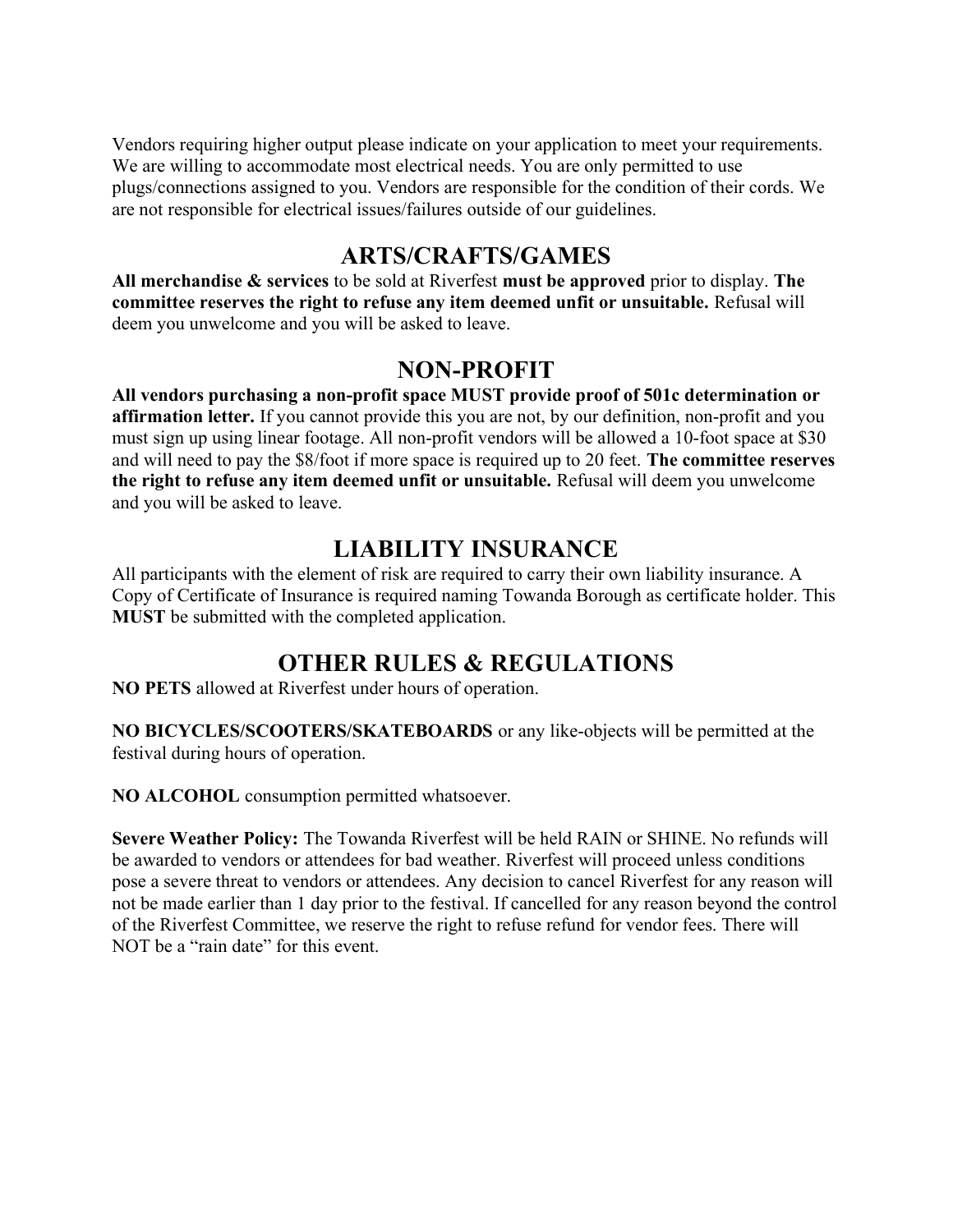Vendors requiring higher output please indicate on your application to meet your requirements. We are willing to accommodate most electrical needs. You are only permitted to use plugs/connections assigned to you. Vendors are responsible for the condition of their cords. We are not responsible for electrical issues/failures outside of our guidelines.

## ARTS/CRAFTS/GAMES

**All merchandise & services** to be sold at Riverfest **must be approved** prior to display. **The committee reserves the right to refuse any item deemed unfit or unsuitable.** Refusal will deem you unwelcome and you will be asked to leave.

## NON-PROFIT

**All vendors purchasing a non-profit space MUST provide proof of 501c determination or affirmation letter.** If you cannot provide this you are not, by our definition, non-profit and you must sign up using linear footage. All non-profit vendors will be allowed a 10-foot space at $30 and will need to pay the $8/foot if more space is required up to 20 feet. **The committee reserves the right to refuse any item deemed unfit or unsuitable.** Refusal will deem you unwelcome and you will be asked to leave.

## LIABILITY INSURANCE

All participants with the element of risk are required to carry their own liability insurance. A Copy of Certificate of Insurance is required naming Towanda Borough as certificate holder. This **MUST** be submitted with the completed application.

## OTHER RULES & REGULATIONS

**NO PETS** allowed at Riverfest under hours of operation.

**NO BICYCLES/SCOOTERS/SKATEBOARDS** or any like-objects will be permitted at the festival during hours of operation.

**NO ALCOHOL** consumption permitted whatsoever.

**Severe Weather Policy:** The Towanda Riverfest will be held RAIN or SHINE. No refunds will be awarded to vendors or attendees for bad weather. Riverfest will proceed unless conditions pose a severe threat to vendors or attendees. Any decision to cancel Riverfest for any reason will not be made earlier than 1 day prior to the festival. If cancelled for any reason beyond the control of the Riverfest Committee, we reserve the right to refuse refund for vendor fees. There will NOT be a "rain date" for this event.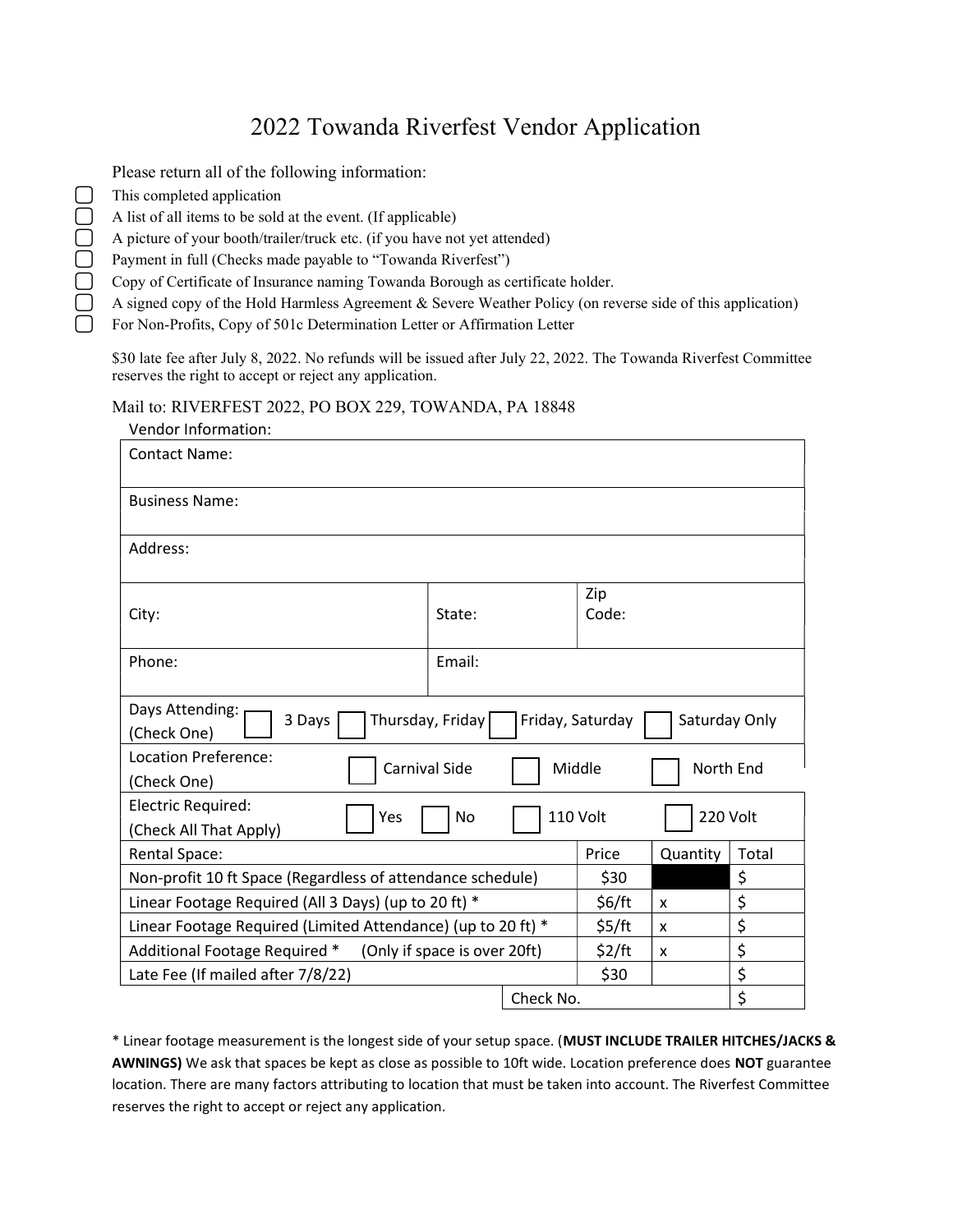# 2022 Towanda Riverfest Vendor Application

Please return all of the following information:

- ☐ This completed application
- ☐ A list of all items to be sold at the event. (If applicable)
- ☐ A picture of your booth/trailer/truck etc. (if you have not yet attended)
- ☐ Payment in full (Checks made payable to "Towanda Riverfest")
- ☐ Copy of Certificate of Insurance naming Towanda Borough as certificate holder.
- ☐ A signed copy of the Hold Harmless Agreement & Severe Weather Policy (on reverse side of this application)
- ☐ For Non-Profits, Copy of 501c Determination Letter or Affirmation Letter

$30 late fee after July 8, 2022. No refunds will be issued after July 22, 2022. The Towanda Riverfest Committee reserves the right to accept or reject any application.

Mail to: RIVERFEST 2022, PO BOX 229, TOWANDA, PA 18848

Vendor Information:

| | | |
|---|---|---|
| Contact Name: | | |
| Business Name: | | |
| Address: | | |
| City: | State: | Zip Code: |
| Phone: | Email: | |

Days Attending: (Check One) ☐ 3 Days ☐ Thursday, Friday ☐ Friday, Saturday ☐ Saturday Only

Location Preference: (Check One) ☐ Carnival Side ☐ Middle ☐ North End

Electric Required: (Check All That Apply) ☐ Yes ☐ No ☐ 110 Volt ☐ 220 Volt

| Rental Space: | Price | Quantity | Total |
|---|---|---|---|
| Non-profit 10 ft Space (Regardless of attendance schedule) | $30 | | $ |
| Linear Footage Required (All 3 Days) (up to 20 ft) * | $6/ft | x | $ |
| Linear Footage Required (Limited Attendance) (up to 20 ft) * | $5/ft | x | $ |
| Additional Footage Required * (Only if space is over 20ft) | $2/ft | x | $ |
| Late Fee (If mailed after 7/8/22) | $30 | | $ |
| | Check No. | | $ |

* Linear footage measurement is the longest side of your setup space. (**MUST INCLUDE TRAILER HITCHES/JACKS & AWNINGS)** We ask that spaces be kept as close as possible to 10ft wide. Location preference does **NOT** guarantee location. There are many factors attributing to location that must be taken into account. The Riverfest Committee reserves the right to accept or reject any application.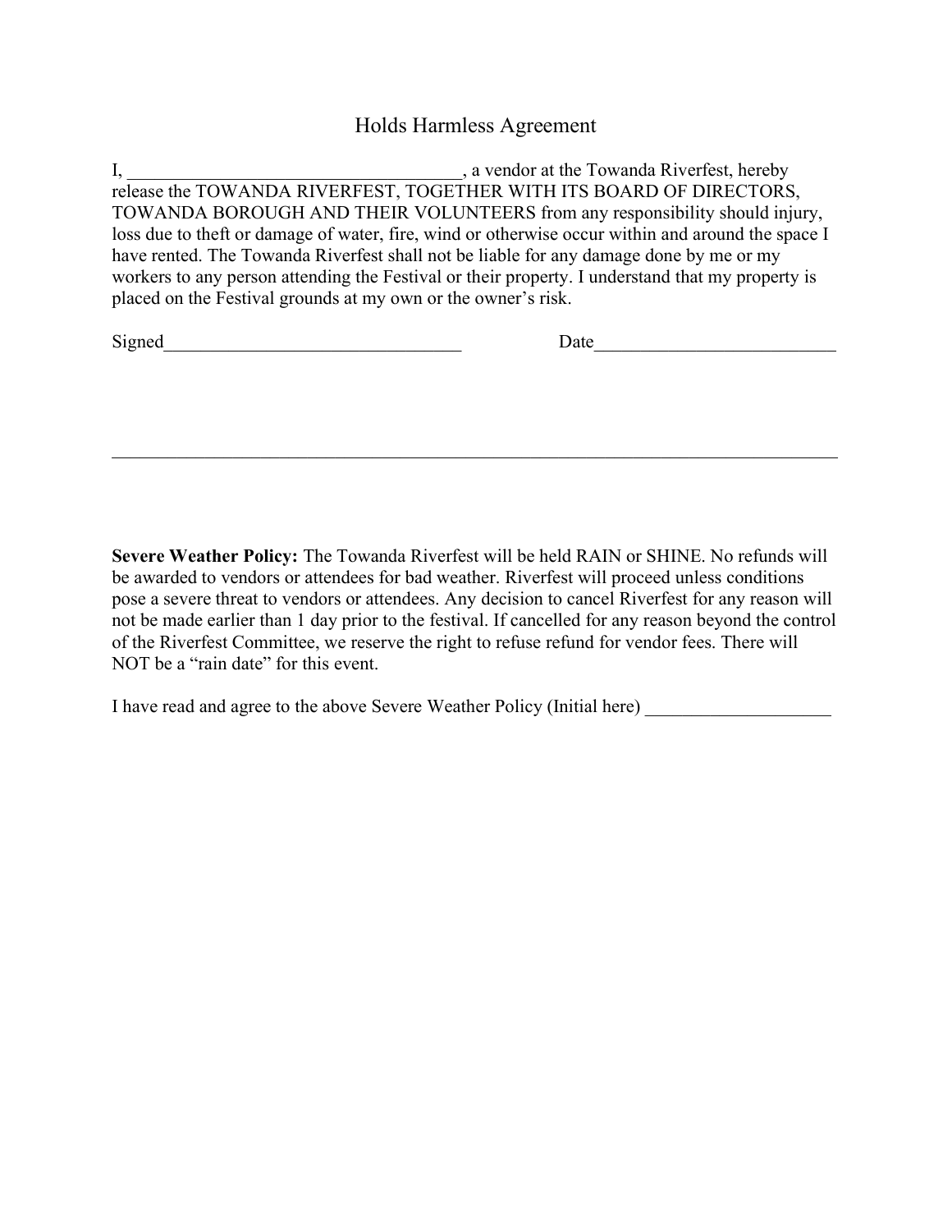# Holds Harmless Agreement

I, _____________________________________, a vendor at the Towanda Riverfest, hereby release the TOWANDA RIVERFEST, TOGETHER WITH ITS BOARD OF DIRECTORS, TOWANDA BOROUGH AND THEIR VOLUNTEERS from any responsibility should injury, loss due to theft or damage of water, fire, wind or otherwise occur within and around the space I have rented. The Towanda Riverfest shall not be liable for any damage done by me or my workers to any person attending the Festival or their property. I understand that my property is placed on the Festival grounds at my own or the owner's risk.

Signed________________________________ Date__________________________

---

**Severe Weather Policy:** The Towanda Riverfest will be held RAIN or SHINE. No refunds will be awarded to vendors or attendees for bad weather. Riverfest will proceed unless conditions pose a severe threat to vendors or attendees. Any decision to cancel Riverfest for any reason will not be made earlier than 1 day prior to the festival. If cancelled for any reason beyond the control of the Riverfest Committee, we reserve the right to refuse refund for vendor fees. There will NOT be a "rain date" for this event.

I have read and agree to the above Severe Weather Policy (Initial here) ____________________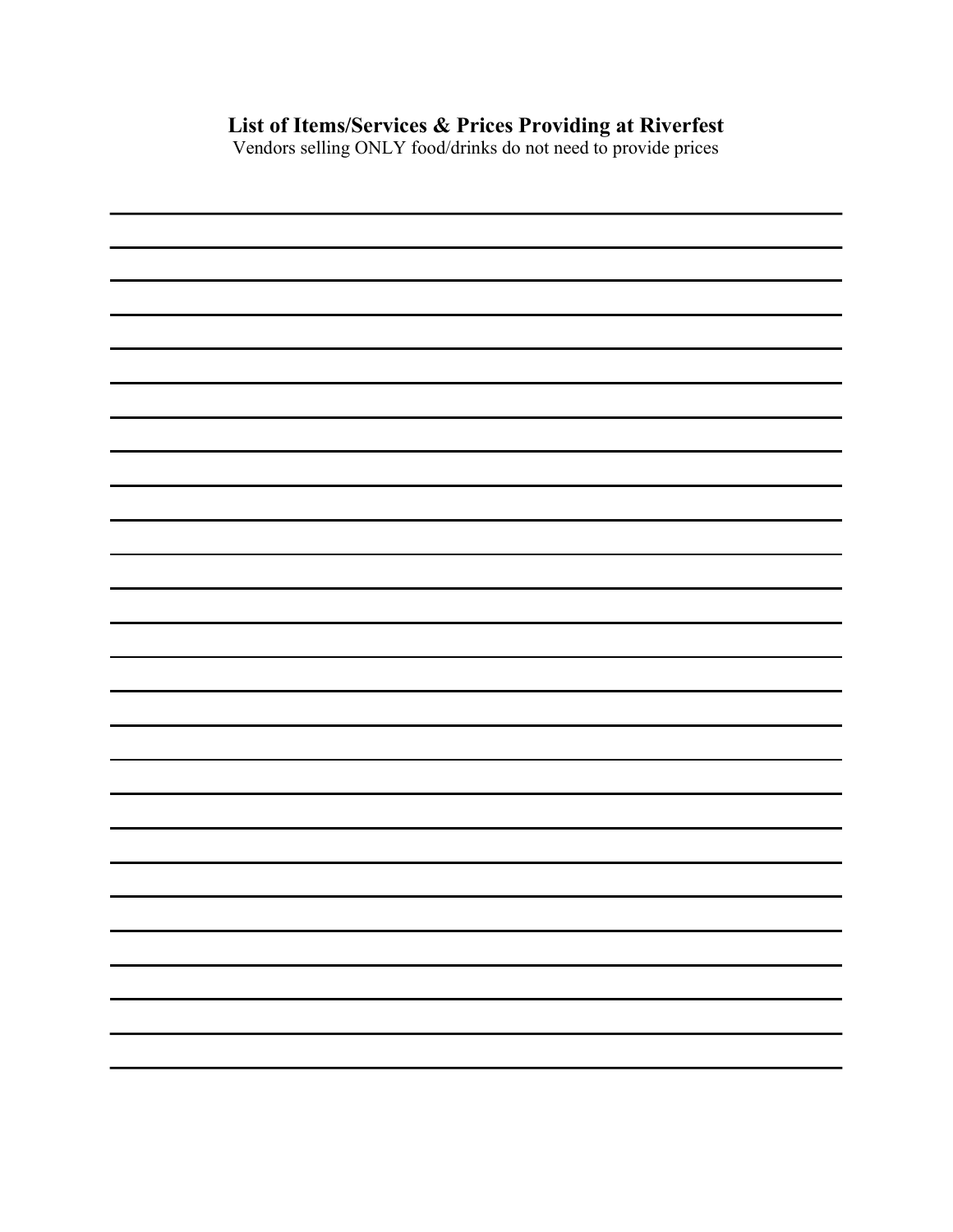## List of Items/Services & Prices Providing at Riverfest

Vendors selling ONLY food/drinks do not need to provide prices